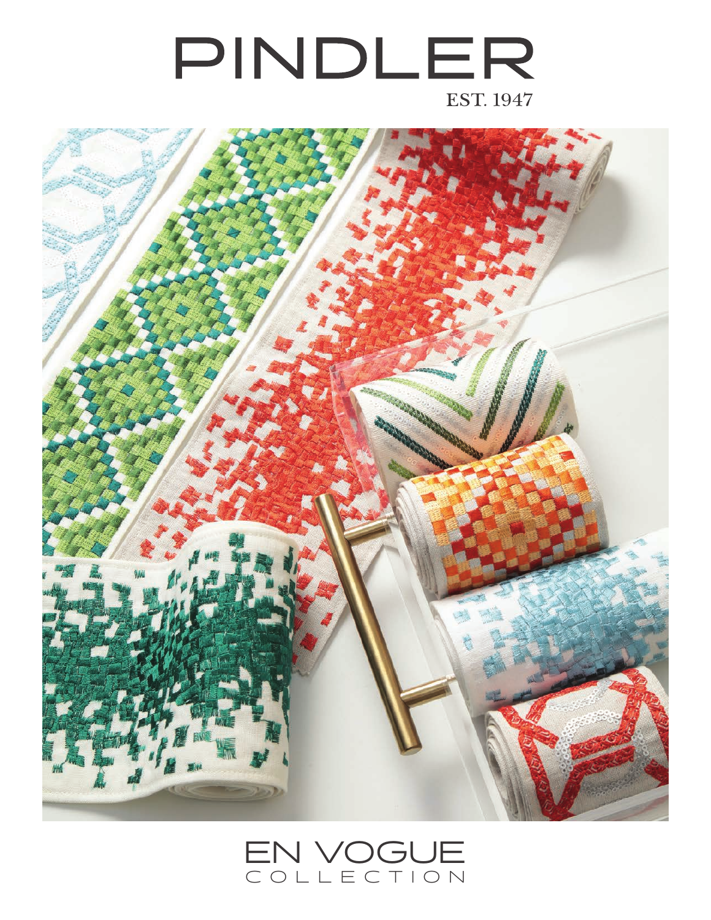# PINDLER

EST. 1947

# EN VOGUE
COLLECTION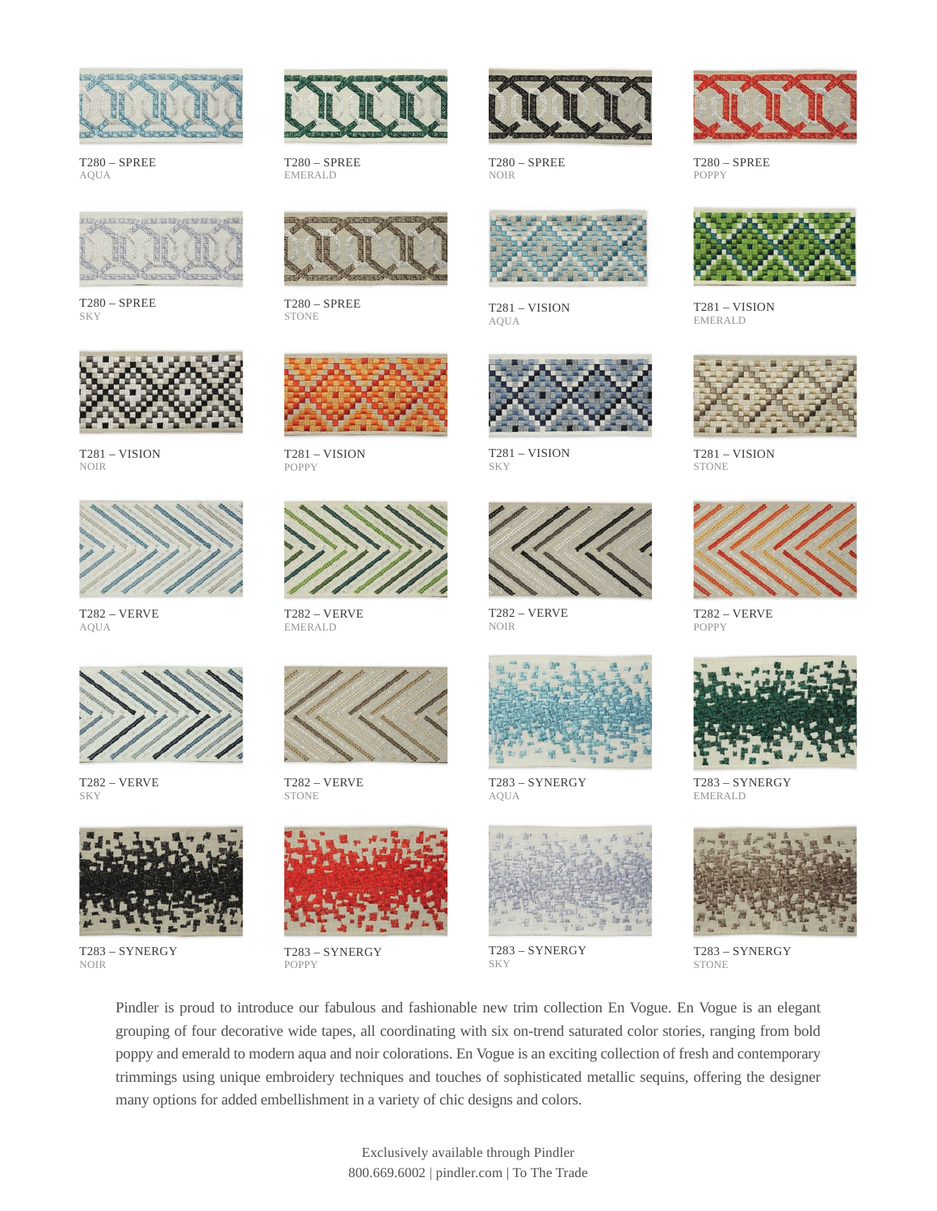T280 – SPREE
AQUA

T280 – SPREE
EMERALD

T280 – SPREE
NOIR

T280 – SPREE
POPPY

T280 – SPREE
SKY

T280 – SPREE
STONE

T281 – VISION
AQUA

T281 – VISION
EMERALD

T281 – VISION
NOIR

T281 – VISION
POPPY

T281 – VISION
SKY

T281 – VISION
STONE

T282 – VERVE
AQUA

T282 – VERVE
EMERALD

T282 – VERVE
NOIR

T282 – VERVE
POPPY

T282 – VERVE
SKY

T282 – VERVE
STONE

T283 – SYNERGY
AQUA

T283 – SYNERGY
EMERALD

T283 – SYNERGY
NOIR

T283 – SYNERGY
POPPY

T283 – SYNERGY
SKY

T283 – SYNERGY
STONE

Pindler is proud to introduce our fabulous and fashionable new trim collection En Vogue. En Vogue is an elegant grouping of four decorative wide tapes, all coordinating with six on-trend saturated color stories, ranging from bold poppy and emerald to modern aqua and noir colorations. En Vogue is an exciting collection of fresh and contemporary trimmings using unique embroidery techniques and touches of sophisticated metallic sequins, offering the designer many options for added embellishment in a variety of chic designs and colors.

Exclusively available through Pindler
800.669.6002 | pindler.com | To The Trade